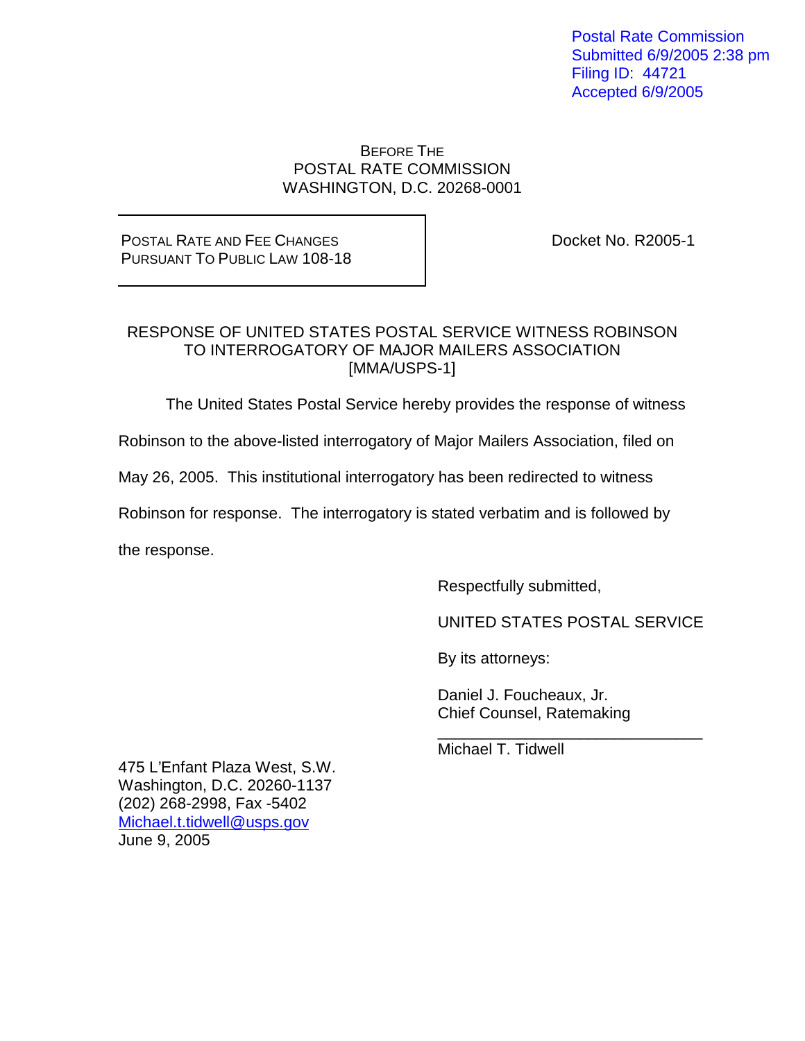Postal Rate Commission
Submitted 6/9/2005 2:38 pm
Filing ID: 44721
Accepted 6/9/2005

BEFORE THE
POSTAL RATE COMMISSION
WASHINGTON, D.C. 20268-0001

| POSTAL RATE AND FEE CHANGES PURSUANT TO PUBLIC LAW 108-18 | Docket No. R2005-1 |
|---|---|

RESPONSE OF UNITED STATES POSTAL SERVICE WITNESS ROBINSON
TO INTERROGATORY OF MAJOR MAILERS ASSOCIATION
[MMA/USPS-1]

The United States Postal Service hereby provides the response of witness Robinson to the above-listed interrogatory of Major Mailers Association, filed on May 26, 2005. This institutional interrogatory has been redirected to witness Robinson for response. The interrogatory is stated verbatim and is followed by the response.

Respectfully submitted,

UNITED STATES POSTAL SERVICE

By its attorneys:

Daniel J. Foucheaux, Jr.
Chief Counsel, Ratemaking

______________________________
Michael T. Tidwell

475 L'Enfant Plaza West, S.W.
Washington, D.C. 20260-1137
(202) 268-2998, Fax -5402
Michael.t.tidwell@usps.gov
June 9, 2005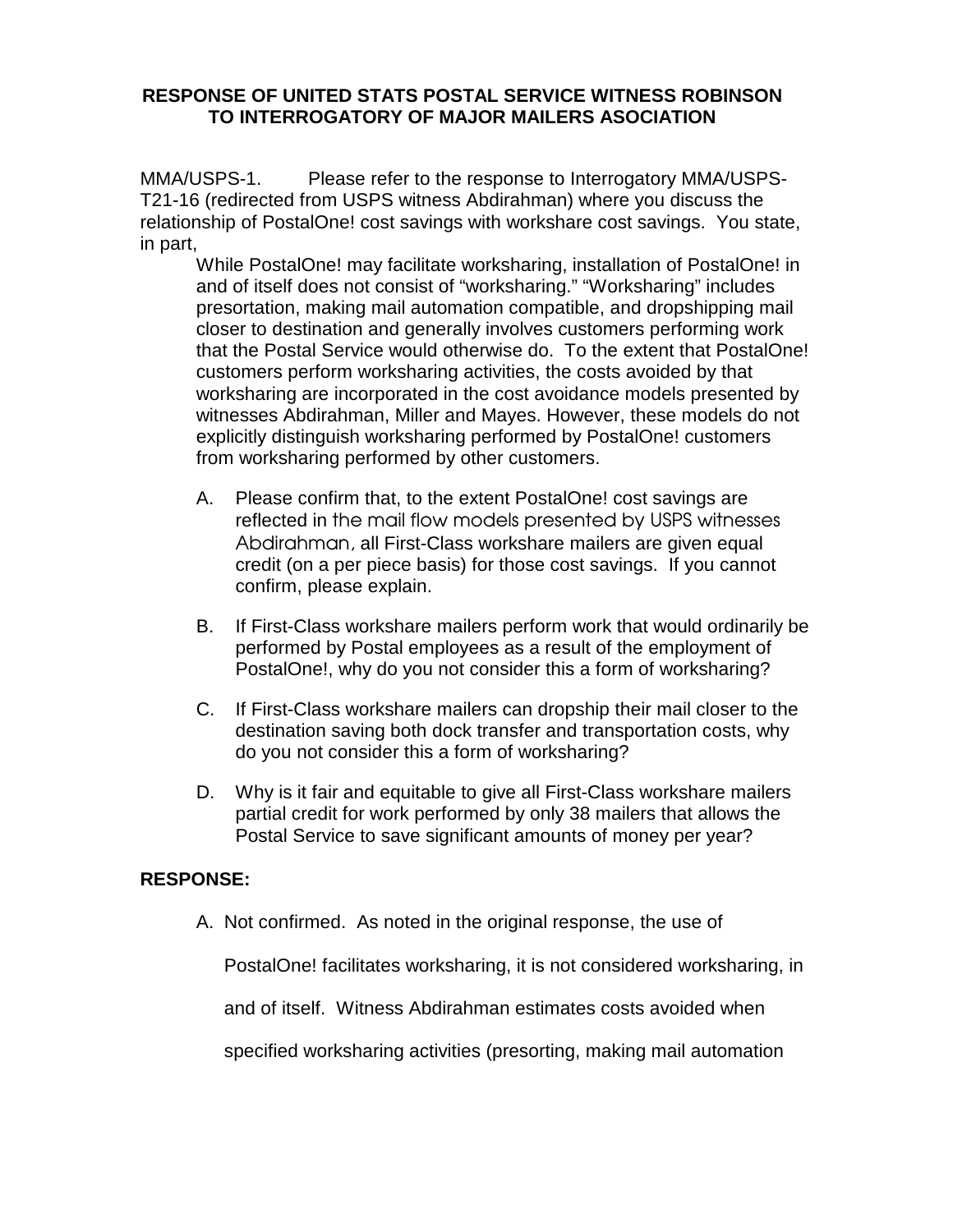**RESPONSE OF UNITED STATS POSTAL SERVICE WITNESS ROBINSON TO INTERROGATORY OF MAJOR MAILERS ASOCIATION**

MMA/USPS-1. Please refer to the response to Interrogatory MMA/USPS-T21-16 (redirected from USPS witness Abdirahman) where you discuss the relationship of PostalOne! cost savings with workshare cost savings. You state, in part,

> While PostalOne! may facilitate worksharing, installation of PostalOne! in and of itself does not consist of "worksharing." "Worksharing" includes presortation, making mail automation compatible, and dropshipping mail closer to destination and generally involves customers performing work that the Postal Service would otherwise do. To the extent that PostalOne! customers perform worksharing activities, the costs avoided by that worksharing are incorporated in the cost avoidance models presented by witnesses Abdirahman, Miller and Mayes. However, these models do not explicitly distinguish worksharing performed by PostalOne! customers from worksharing performed by other customers.

A. Please confirm that, to the extent PostalOne! cost savings are reflected in the mail flow models presented by USPS witnesses Abdirahman, all First-Class workshare mailers are given equal credit (on a per piece basis) for those cost savings. If you cannot confirm, please explain.

B. If First-Class workshare mailers perform work that would ordinarily be performed by Postal employees as a result of the employment of PostalOne!, why do you not consider this a form of worksharing?

C. If First-Class workshare mailers can dropship their mail closer to the destination saving both dock transfer and transportation costs, why do you not consider this a form of worksharing?

D. Why is it fair and equitable to give all First-Class workshare mailers partial credit for work performed by only 38 mailers that allows the Postal Service to save significant amounts of money per year?

**RESPONSE:**

A. Not confirmed. As noted in the original response, the use of PostalOne! facilitates worksharing, it is not considered worksharing, in and of itself. Witness Abdirahman estimates costs avoided when specified worksharing activities (presorting, making mail automation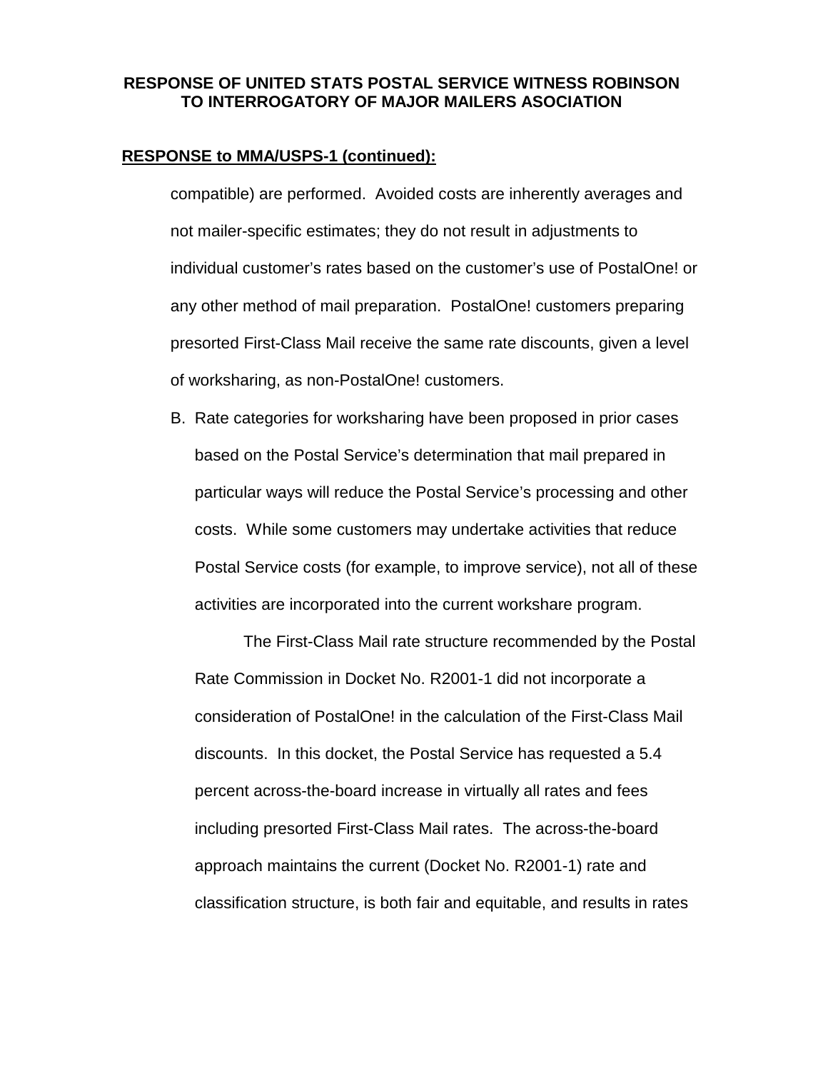**RESPONSE OF UNITED STATS POSTAL SERVICE WITNESS ROBINSON TO INTERROGATORY OF MAJOR MAILERS ASOCIATION**

**RESPONSE to MMA/USPS-1 (continued):**

compatible) are performed. Avoided costs are inherently averages and not mailer-specific estimates; they do not result in adjustments to individual customer's rates based on the customer's use of PostalOne! or any other method of mail preparation. PostalOne! customers preparing presorted First-Class Mail receive the same rate discounts, given a level of worksharing, as non-PostalOne! customers.

B. Rate categories for worksharing have been proposed in prior cases based on the Postal Service's determination that mail prepared in particular ways will reduce the Postal Service's processing and other costs. While some customers may undertake activities that reduce Postal Service costs (for example, to improve service), not all of these activities are incorporated into the current workshare program.

   The First-Class Mail rate structure recommended by the Postal Rate Commission in Docket No. R2001-1 did not incorporate a consideration of PostalOne! in the calculation of the First-Class Mail discounts. In this docket, the Postal Service has requested a 5.4 percent across-the-board increase in virtually all rates and fees including presorted First-Class Mail rates. The across-the-board approach maintains the current (Docket No. R2001-1) rate and classification structure, is both fair and equitable, and results in rates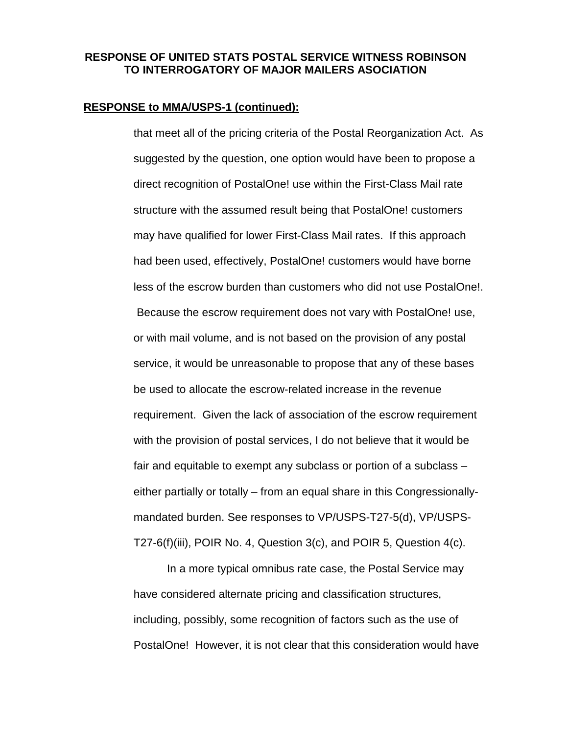**RESPONSE OF UNITED STATS POSTAL SERVICE WITNESS ROBINSON TO INTERROGATORY OF MAJOR MAILERS ASOCIATION**

**RESPONSE to MMA/USPS-1 (continued):**

that meet all of the pricing criteria of the Postal Reorganization Act. As suggested by the question, one option would have been to propose a direct recognition of PostalOne! use within the First-Class Mail rate structure with the assumed result being that PostalOne! customers may have qualified for lower First-Class Mail rates. If this approach had been used, effectively, PostalOne! customers would have borne less of the escrow burden than customers who did not use PostalOne!. Because the escrow requirement does not vary with PostalOne! use, or with mail volume, and is not based on the provision of any postal service, it would be unreasonable to propose that any of these bases be used to allocate the escrow-related increase in the revenue requirement. Given the lack of association of the escrow requirement with the provision of postal services, I do not believe that it would be fair and equitable to exempt any subclass or portion of a subclass – either partially or totally – from an equal share in this Congressionally-mandated burden. See responses to VP/USPS-T27-5(d), VP/USPS-T27-6(f)(iii), POIR No. 4, Question 3(c), and POIR 5, Question 4(c).

In a more typical omnibus rate case, the Postal Service may have considered alternate pricing and classification structures, including, possibly, some recognition of factors such as the use of PostalOne! However, it is not clear that this consideration would have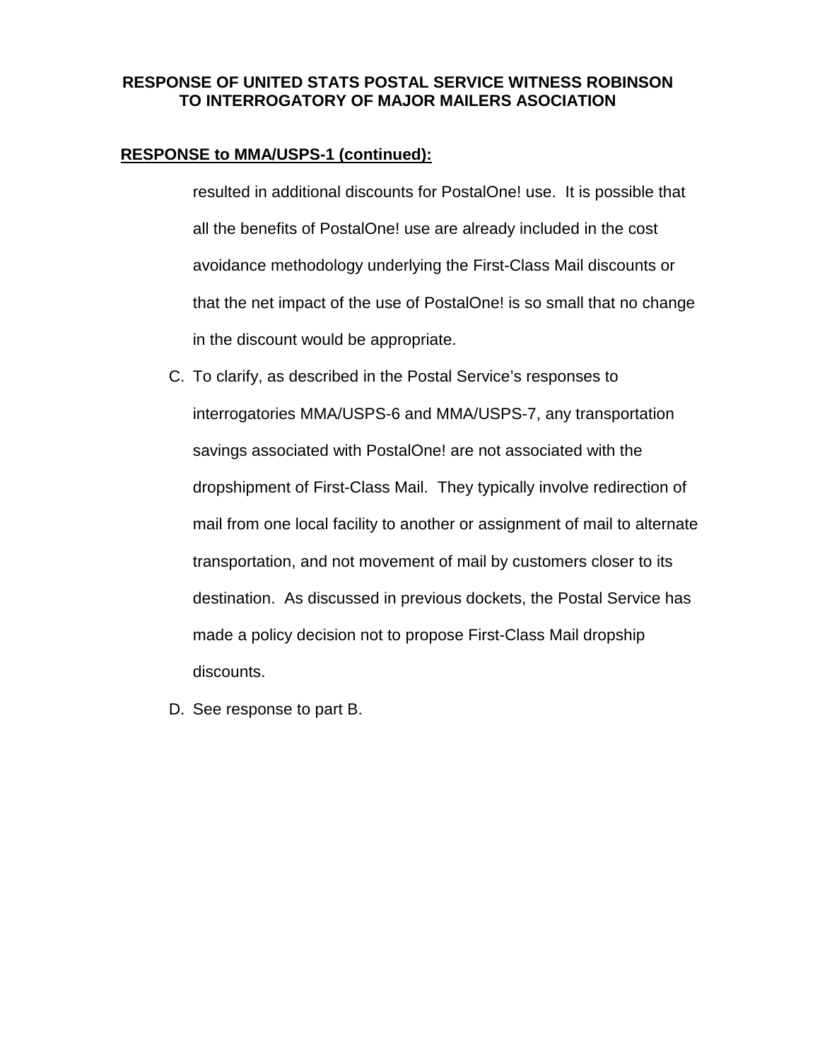**RESPONSE OF UNITED STATS POSTAL SERVICE WITNESS ROBINSON TO INTERROGATORY OF MAJOR MAILERS ASOCIATION**

**RESPONSE to MMA/USPS-1 (continued):**

resulted in additional discounts for PostalOne! use. It is possible that all the benefits of PostalOne! use are already included in the cost avoidance methodology underlying the First-Class Mail discounts or that the net impact of the use of PostalOne! is so small that no change in the discount would be appropriate.

C. To clarify, as described in the Postal Service's responses to interrogatories MMA/USPS-6 and MMA/USPS-7, any transportation savings associated with PostalOne! are not associated with the dropshipment of First-Class Mail. They typically involve redirection of mail from one local facility to another or assignment of mail to alternate transportation, and not movement of mail by customers closer to its destination. As discussed in previous dockets, the Postal Service has made a policy decision not to propose First-Class Mail dropship discounts.

D. See response to part B.